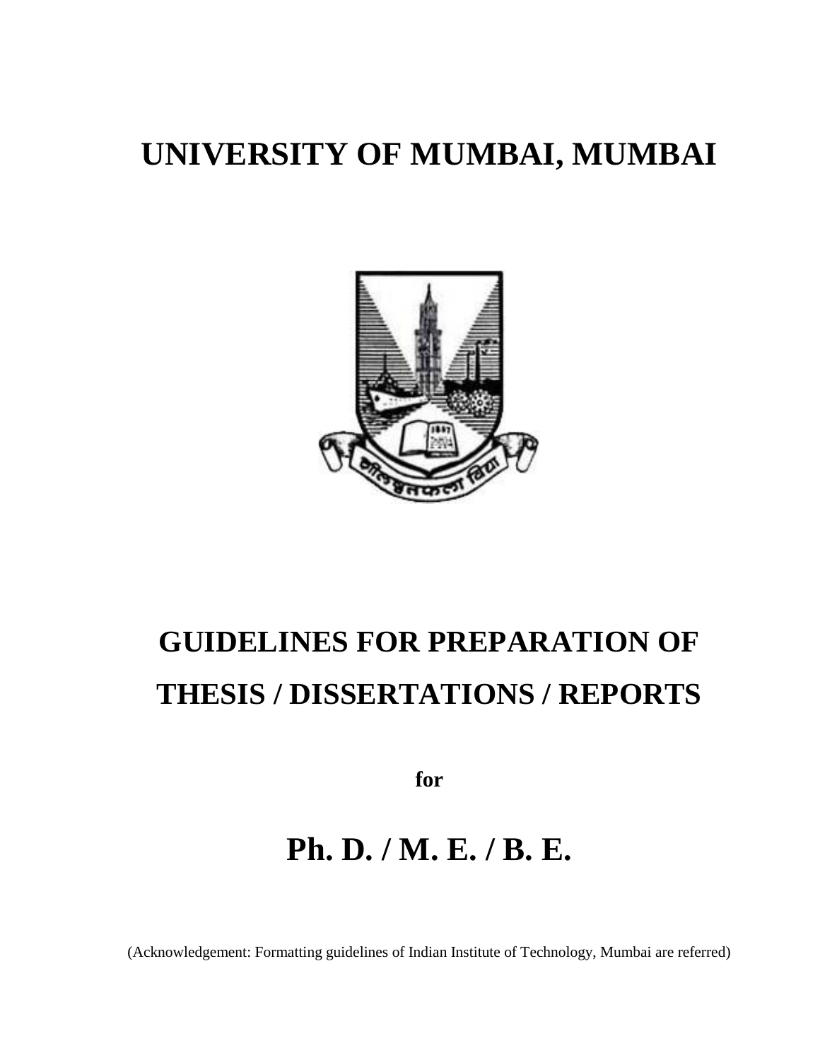# UNIVERSITY OF MUMBAI, MUMBAI

# GUIDELINES FOR PREPARATION OF THESIS / DISSERTATIONS / REPORTS

**for**

# Ph. D. / M. E. / B. E.

(Acknowledgement: Formatting guidelines of Indian Institute of Technology, Mumbai are referred)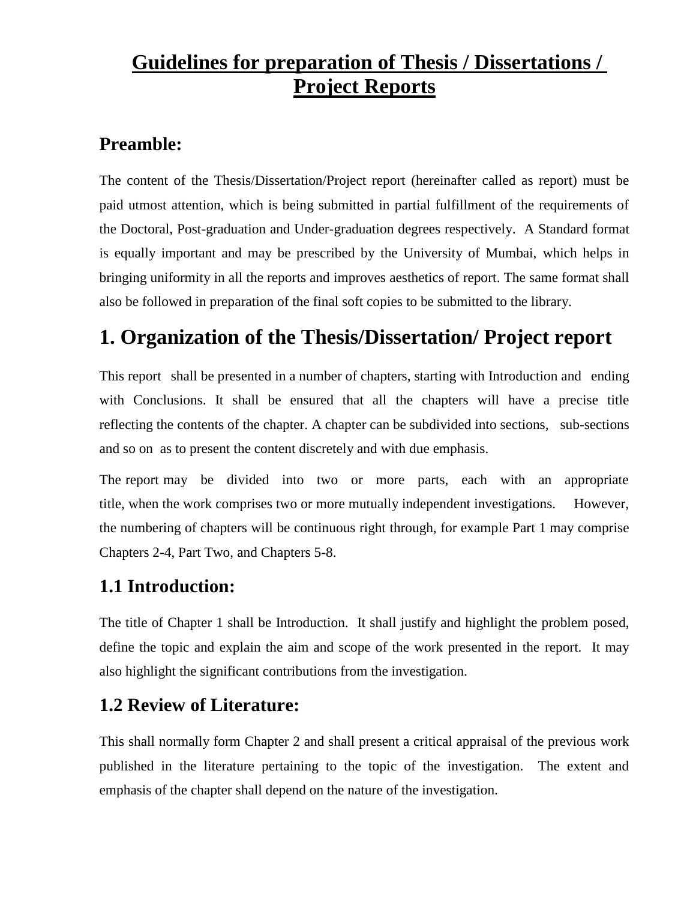// Guidelines for preparation of Thesis / Dissertations / Project Reports

## Preamble:

The content of the Thesis/Dissertation/Project report (hereinafter called as report) must be paid utmost attention, which is being submitted in partial fulfillment of the requirements of the Doctoral, Post-graduation and Under-graduation degrees respectively. A Standard format is equally important and may be prescribed by the University of Mumbai, which helps in bringing uniformity in all the reports and improves aesthetics of report. The same format shall also be followed in preparation of the final soft copies to be submitted to the library.

# 1. Organization of the Thesis/Dissertation/ Project report

This report shall be presented in a number of chapters, starting with Introduction and ending with Conclusions. It shall be ensured that all the chapters will have a precise title reflecting the contents of the chapter. A chapter can be subdivided into sections, sub-sections and so on as to present the content discretely and with due emphasis.

The report may be divided into two or more parts, each with an appropriate title, when the work comprises two or more mutually independent investigations. However, the numbering of chapters will be continuous right through, for example Part 1 may comprise Chapters 2-4, Part Two, and Chapters 5-8.

## 1.1 Introduction:

The title of Chapter 1 shall be Introduction. It shall justify and highlight the problem posed, define the topic and explain the aim and scope of the work presented in the report. It may also highlight the significant contributions from the investigation.

## 1.2 Review of Literature:

This shall normally form Chapter 2 and shall present a critical appraisal of the previous work published in the literature pertaining to the topic of the investigation. The extent and emphasis of the chapter shall depend on the nature of the investigation.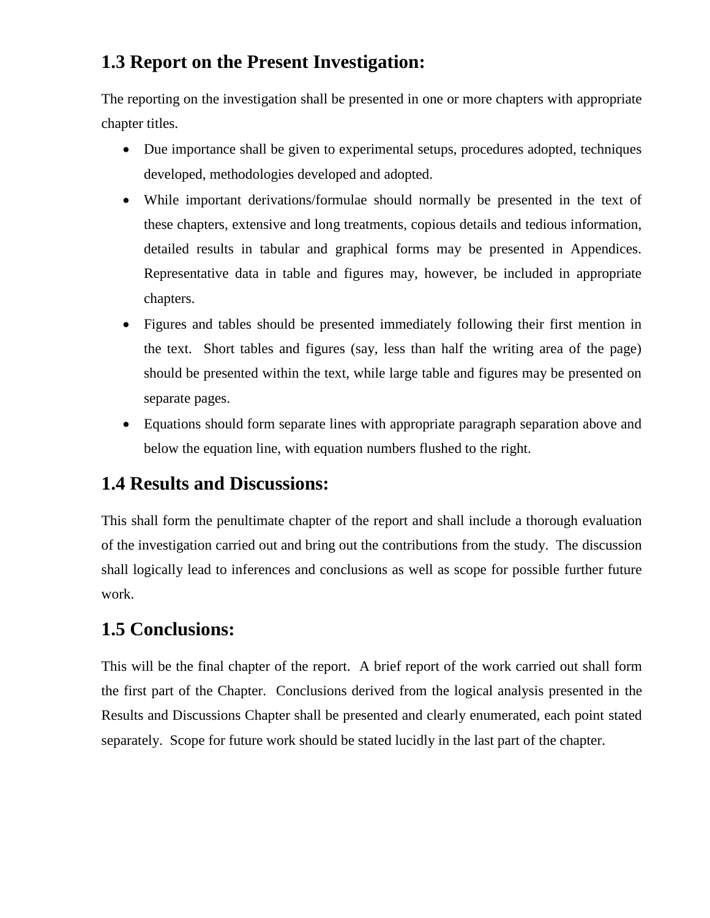## 1.3 Report on the Present Investigation:

The reporting on the investigation shall be presented in one or more chapters with appropriate chapter titles.

- Due importance shall be given to experimental setups, procedures adopted, techniques developed, methodologies developed and adopted.
- While important derivations/formulae should normally be presented in the text of these chapters, extensive and long treatments, copious details and tedious information, detailed results in tabular and graphical forms may be presented in Appendices. Representative data in table and figures may, however, be included in appropriate chapters.
- Figures and tables should be presented immediately following their first mention in the text. Short tables and figures (say, less than half the writing area of the page) should be presented within the text, while large table and figures may be presented on separate pages.
- Equations should form separate lines with appropriate paragraph separation above and below the equation line, with equation numbers flushed to the right.

## 1.4 Results and Discussions:

This shall form the penultimate chapter of the report and shall include a thorough evaluation of the investigation carried out and bring out the contributions from the study. The discussion shall logically lead to inferences and conclusions as well as scope for possible further future work.

## 1.5 Conclusions:

This will be the final chapter of the report. A brief report of the work carried out shall form the first part of the Chapter. Conclusions derived from the logical analysis presented in the Results and Discussions Chapter shall be presented and clearly enumerated, each point stated separately. Scope for future work should be stated lucidly in the last part of the chapter.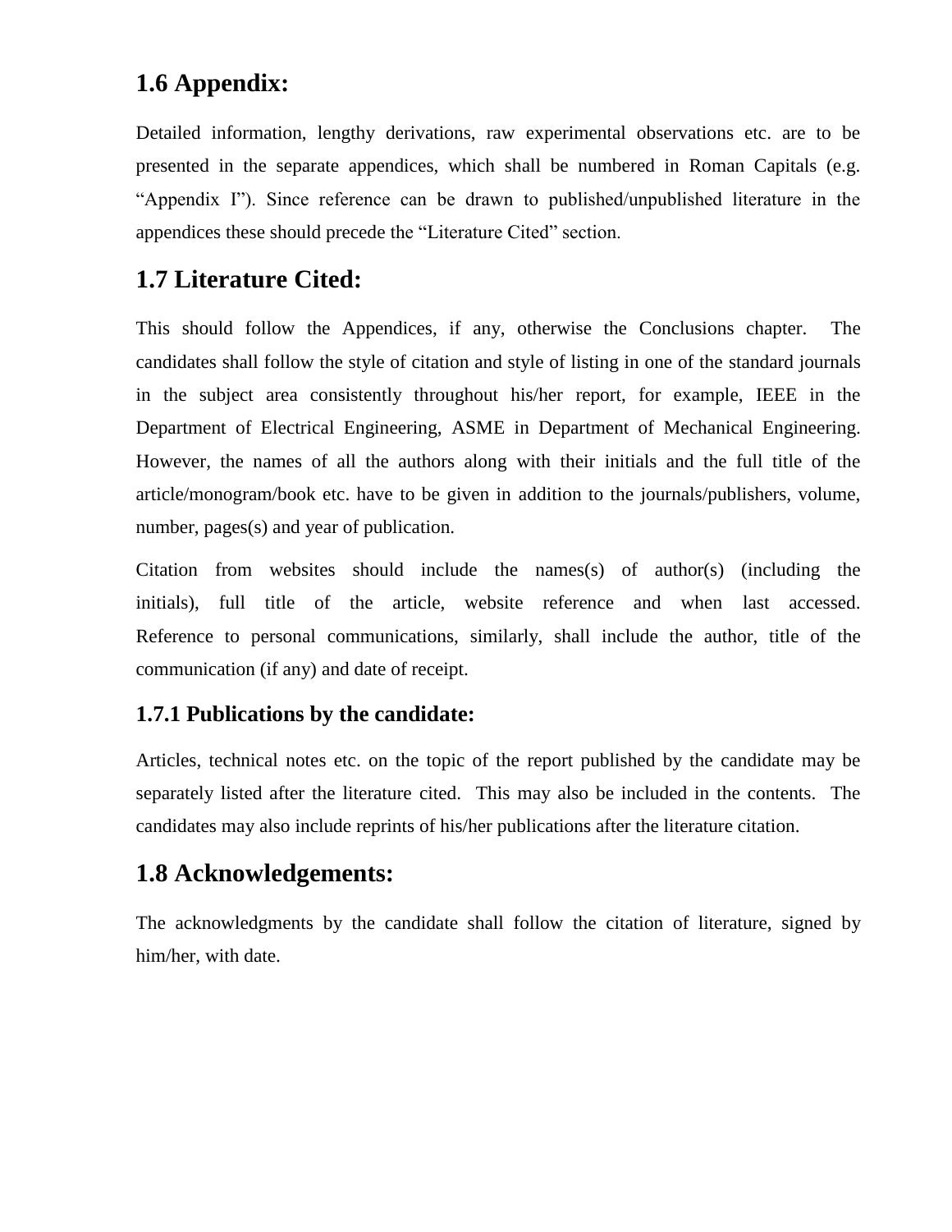## 1.6 Appendix:

Detailed information, lengthy derivations, raw experimental observations etc. are to be presented in the separate appendices, which shall be numbered in Roman Capitals (e.g. "Appendix I"). Since reference can be drawn to published/unpublished literature in the appendices these should precede the "Literature Cited" section.

## 1.7 Literature Cited:

This should follow the Appendices, if any, otherwise the Conclusions chapter. The candidates shall follow the style of citation and style of listing in one of the standard journals in the subject area consistently throughout his/her report, for example, IEEE in the Department of Electrical Engineering, ASME in Department of Mechanical Engineering. However, the names of all the authors along with their initials and the full title of the article/monogram/book etc. have to be given in addition to the journals/publishers, volume, number, pages(s) and year of publication.

Citation from websites should include the names(s) of author(s) (including the initials), full title of the article, website reference and when last accessed. Reference to personal communications, similarly, shall include the author, title of the communication (if any) and date of receipt.

### 1.7.1 Publications by the candidate:

Articles, technical notes etc. on the topic of the report published by the candidate may be separately listed after the literature cited. This may also be included in the contents. The candidates may also include reprints of his/her publications after the literature citation.

## 1.8 Acknowledgements:

The acknowledgments by the candidate shall follow the citation of literature, signed by him/her, with date.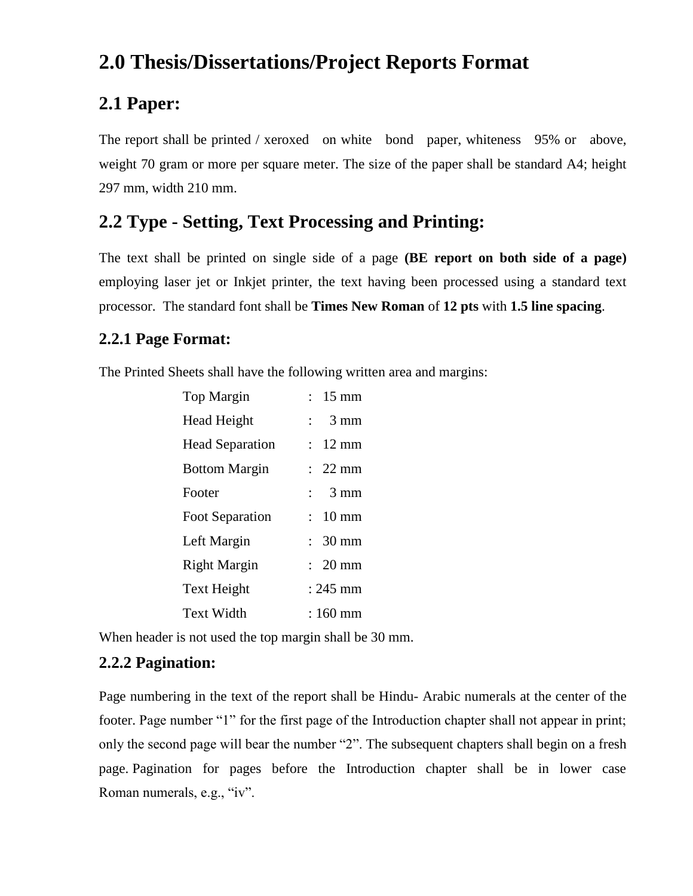# 2.0 Thesis/Dissertations/Project Reports Format

## 2.1 Paper:

The report shall be printed / xeroxed on white bond paper, whiteness 95% or above, weight 70 gram or more per square meter. The size of the paper shall be standard A4; height 297 mm, width 210 mm.

## 2.2 Type - Setting, Text Processing and Printing:

The text shall be printed on single side of a page **(BE report on both side of a page)** employing laser jet or Inkjet printer, the text having been processed using a standard text processor. The standard font shall be **Times New Roman** of **12 pts** with **1.5 line spacing**.

### 2.2.1 Page Format:

The Printed Sheets shall have the following written area and margins:

| | |
|---|---|
| Top Margin | : 15 mm |
| Head Height | : 3 mm |
| Head Separation | : 12 mm |
| Bottom Margin | : 22 mm |
| Footer | : 3 mm |
| Foot Separation | : 10 mm |
| Left Margin | : 30 mm |
| Right Margin | : 20 mm |
| Text Height | : 245 mm |
| Text Width | : 160 mm |

When header is not used the top margin shall be 30 mm.

### 2.2.2 Pagination:

Page numbering in the text of the report shall be Hindu- Arabic numerals at the center of the footer. Page number "1" for the first page of the Introduction chapter shall not appear in print; only the second page will bear the number "2". The subsequent chapters shall begin on a fresh page. Pagination for pages before the Introduction chapter shall be in lower case Roman numerals, e.g., "iv".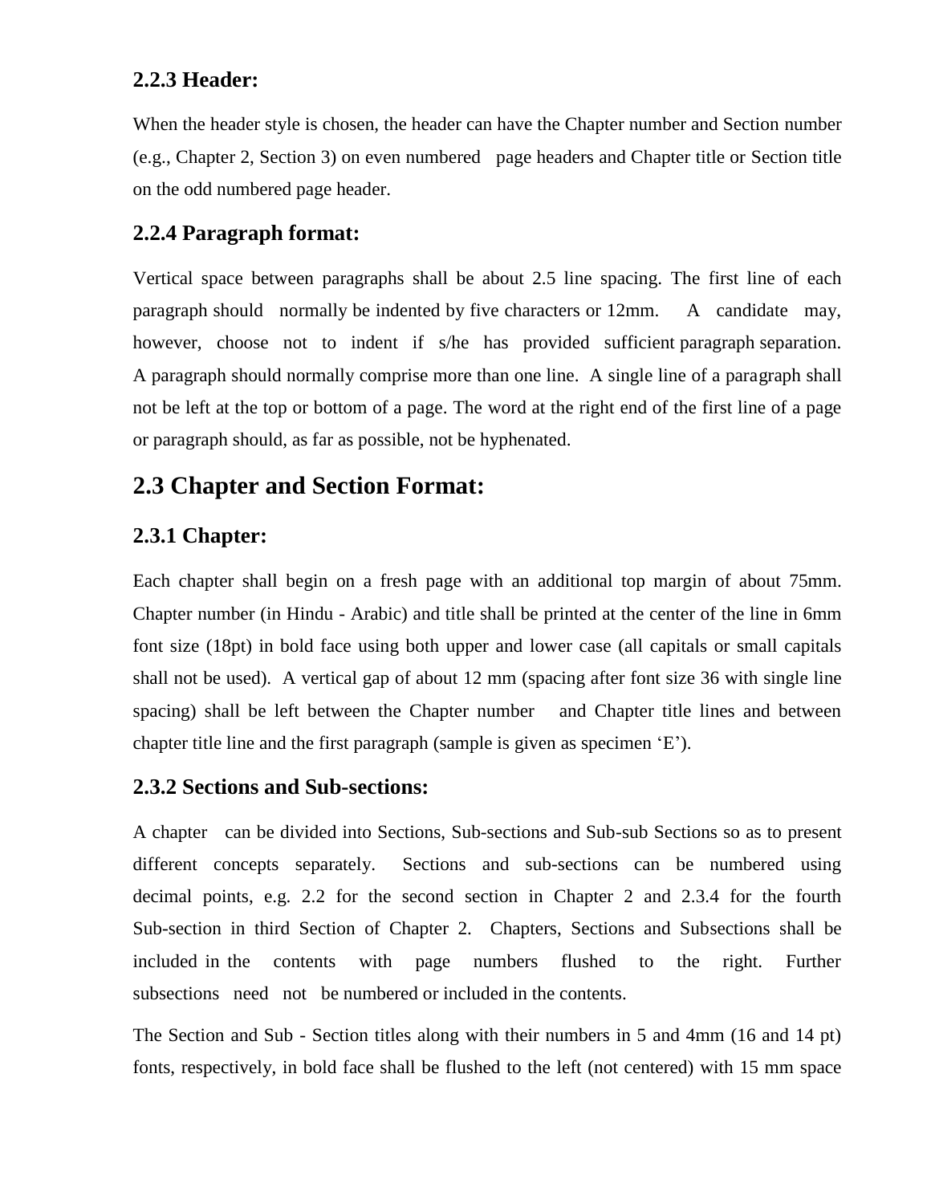### 2.2.3 Header:

When the header style is chosen, the header can have the Chapter number and Section number (e.g., Chapter 2, Section 3) on even numbered page headers and Chapter title or Section title on the odd numbered page header.

### 2.2.4 Paragraph format:

Vertical space between paragraphs shall be about 2.5 line spacing. The first line of each paragraph should normally be indented by five characters or 12mm. A candidate may, however, choose not to indent if s/he has provided sufficient paragraph separation. A paragraph should normally comprise more than one line. A single line of a paragraph shall not be left at the top or bottom of a page. The word at the right end of the first line of a page or paragraph should, as far as possible, not be hyphenated.

## 2.3 Chapter and Section Format:

### 2.3.1 Chapter:

Each chapter shall begin on a fresh page with an additional top margin of about 75mm. Chapter number (in Hindu - Arabic) and title shall be printed at the center of the line in 6mm font size (18pt) in bold face using both upper and lower case (all capitals or small capitals shall not be used). A vertical gap of about 12 mm (spacing after font size 36 with single line spacing) shall be left between the Chapter number and Chapter title lines and between chapter title line and the first paragraph (sample is given as specimen 'E').

### 2.3.2 Sections and Sub-sections:

A chapter can be divided into Sections, Sub-sections and Sub-sub Sections so as to present different concepts separately. Sections and sub-sections can be numbered using decimal points, e.g. 2.2 for the second section in Chapter 2 and 2.3.4 for the fourth Sub-section in third Section of Chapter 2. Chapters, Sections and Subsections shall be included in the contents with page numbers flushed to the right. Further subsections need not be numbered or included in the contents.

The Section and Sub - Section titles along with their numbers in 5 and 4mm (16 and 14 pt) fonts, respectively, in bold face shall be flushed to the left (not centered) with 15 mm space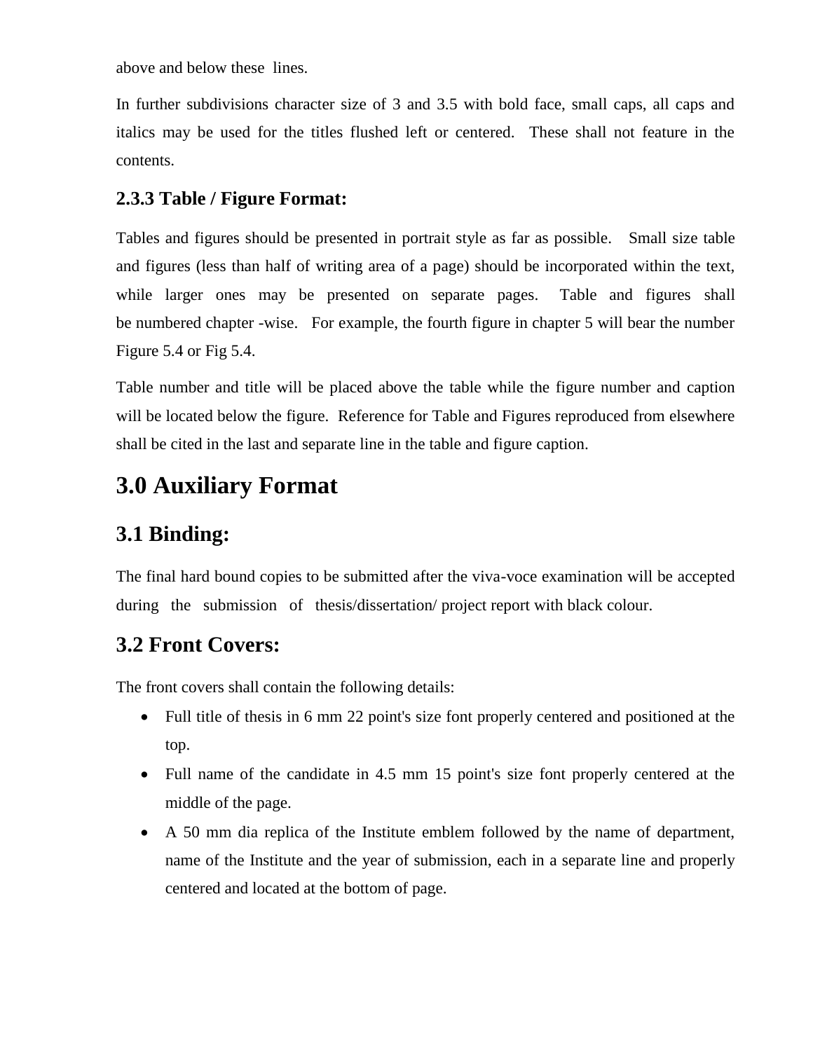above and below these lines.

In further subdivisions character size of 3 and 3.5 with bold face, small caps, all caps and italics may be used for the titles flushed left or centered. These shall not feature in the contents.

### 2.3.3 Table / Figure Format:

Tables and figures should be presented in portrait style as far as possible. Small size table and figures (less than half of writing area of a page) should be incorporated within the text, while larger ones may be presented on separate pages. Table and figures shall be numbered chapter -wise. For example, the fourth figure in chapter 5 will bear the number Figure 5.4 or Fig 5.4.

Table number and title will be placed above the table while the figure number and caption will be located below the figure. Reference for Table and Figures reproduced from elsewhere shall be cited in the last and separate line in the table and figure caption.

# 3.0 Auxiliary Format

## 3.1 Binding:

The final hard bound copies to be submitted after the viva-voce examination will be accepted during the submission of thesis/dissertation/ project report with black colour.

## 3.2 Front Covers:

The front covers shall contain the following details:

- Full title of thesis in 6 mm 22 point's size font properly centered and positioned at the top.
- Full name of the candidate in 4.5 mm 15 point's size font properly centered at the middle of the page.
- A 50 mm dia replica of the Institute emblem followed by the name of department, name of the Institute and the year of submission, each in a separate line and properly centered and located at the bottom of page.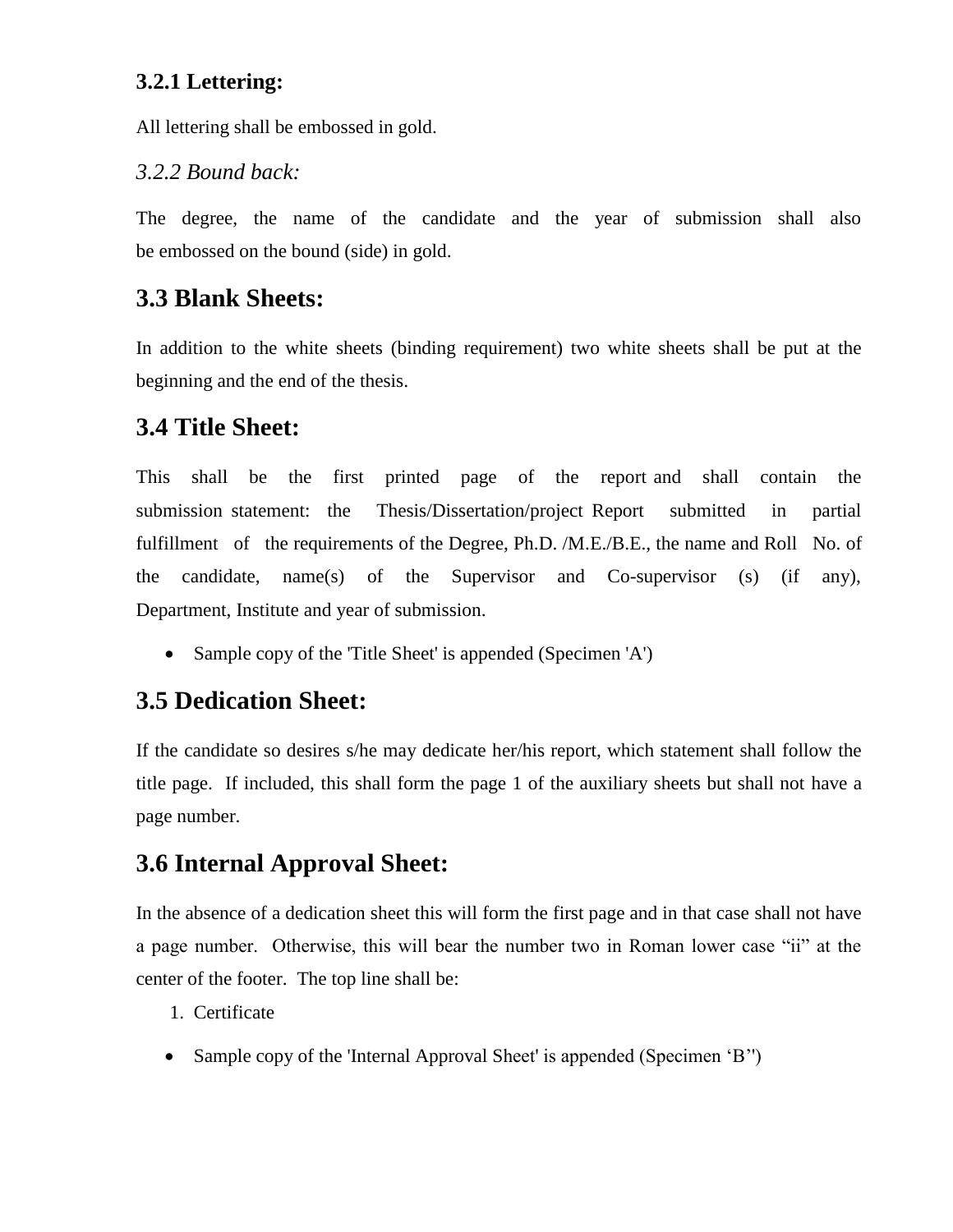### 3.2.1 Lettering:

All lettering shall be embossed in gold.

### *3.2.2 Bound back:*

The degree, the name of the candidate and the year of submission shall also be embossed on the bound (side) in gold.

## 3.3 Blank Sheets:

In addition to the white sheets (binding requirement) two white sheets shall be put at the beginning and the end of the thesis.

## 3.4 Title Sheet:

This shall be the first printed page of the report and shall contain the submission statement: the Thesis/Dissertation/project Report submitted in partial fulfillment of the requirements of the Degree, Ph.D. /M.E./B.E., the name and Roll No. of the candidate, name(s) of the Supervisor and Co-supervisor (s) (if any), Department, Institute and year of submission.

- Sample copy of the 'Title Sheet' is appended (Specimen 'A')

## 3.5 Dedication Sheet:

If the candidate so desires s/he may dedicate her/his report, which statement shall follow the title page. If included, this shall form the page 1 of the auxiliary sheets but shall not have a page number.

## 3.6 Internal Approval Sheet:

In the absence of a dedication sheet this will form the first page and in that case shall not have a page number. Otherwise, this will bear the number two in Roman lower case “ii” at the center of the footer. The top line shall be:

1. Certificate

- Sample copy of the 'Internal Approval Sheet' is appended (Specimen ‘B’')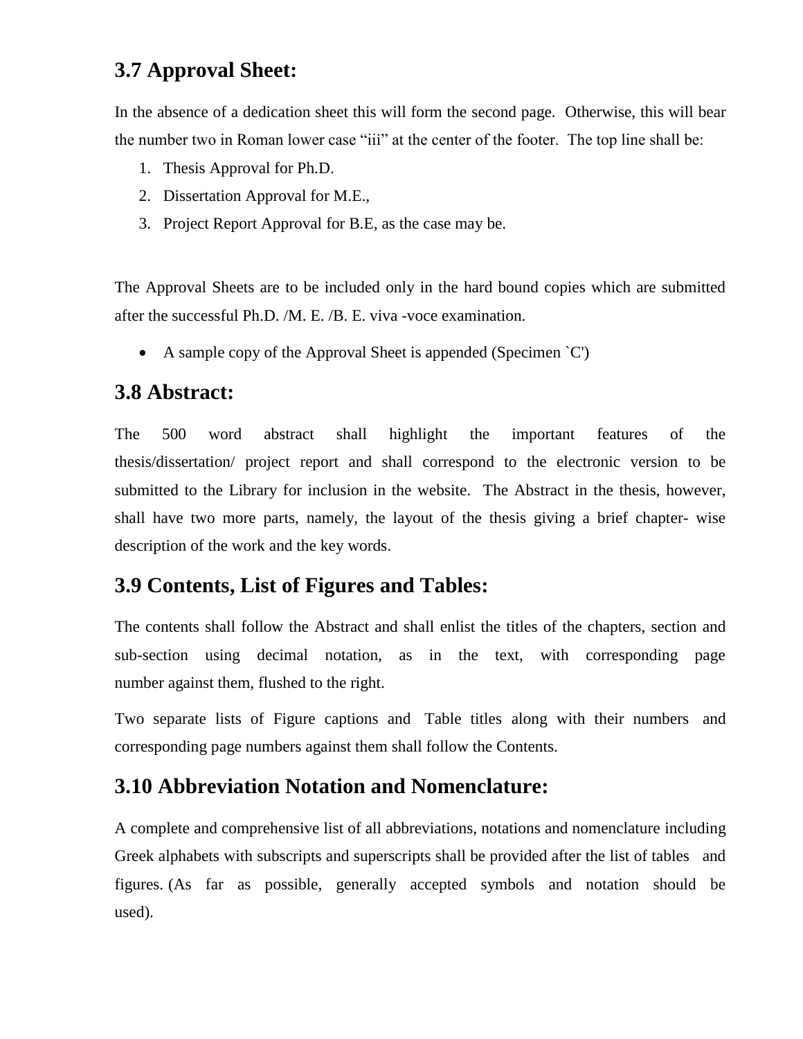## 3.7 Approval Sheet:

In the absence of a dedication sheet this will form the second page. Otherwise, this will bear the number two in Roman lower case "iii" at the center of the footer. The top line shall be:

1. Thesis Approval for Ph.D.
2. Dissertation Approval for M.E.,
3. Project Report Approval for B.E, as the case may be.

The Approval Sheets are to be included only in the hard bound copies which are submitted after the successful Ph.D. /M. E. /B. E. viva -voce examination.

- A sample copy of the Approval Sheet is appended (Specimen `C')

## 3.8 Abstract:

The 500 word abstract shall highlight the important features of the thesis/dissertation/ project report and shall correspond to the electronic version to be submitted to the Library for inclusion in the website. The Abstract in the thesis, however, shall have two more parts, namely, the layout of the thesis giving a brief chapter- wise description of the work and the key words.

## 3.9 Contents, List of Figures and Tables:

The contents shall follow the Abstract and shall enlist the titles of the chapters, section and sub-section using decimal notation, as in the text, with corresponding page number against them, flushed to the right.

Two separate lists of Figure captions and Table titles along with their numbers and corresponding page numbers against them shall follow the Contents.

## 3.10 Abbreviation Notation and Nomenclature:

A complete and comprehensive list of all abbreviations, notations and nomenclature including Greek alphabets with subscripts and superscripts shall be provided after the list of tables and figures. (As far as possible, generally accepted symbols and notation should be used).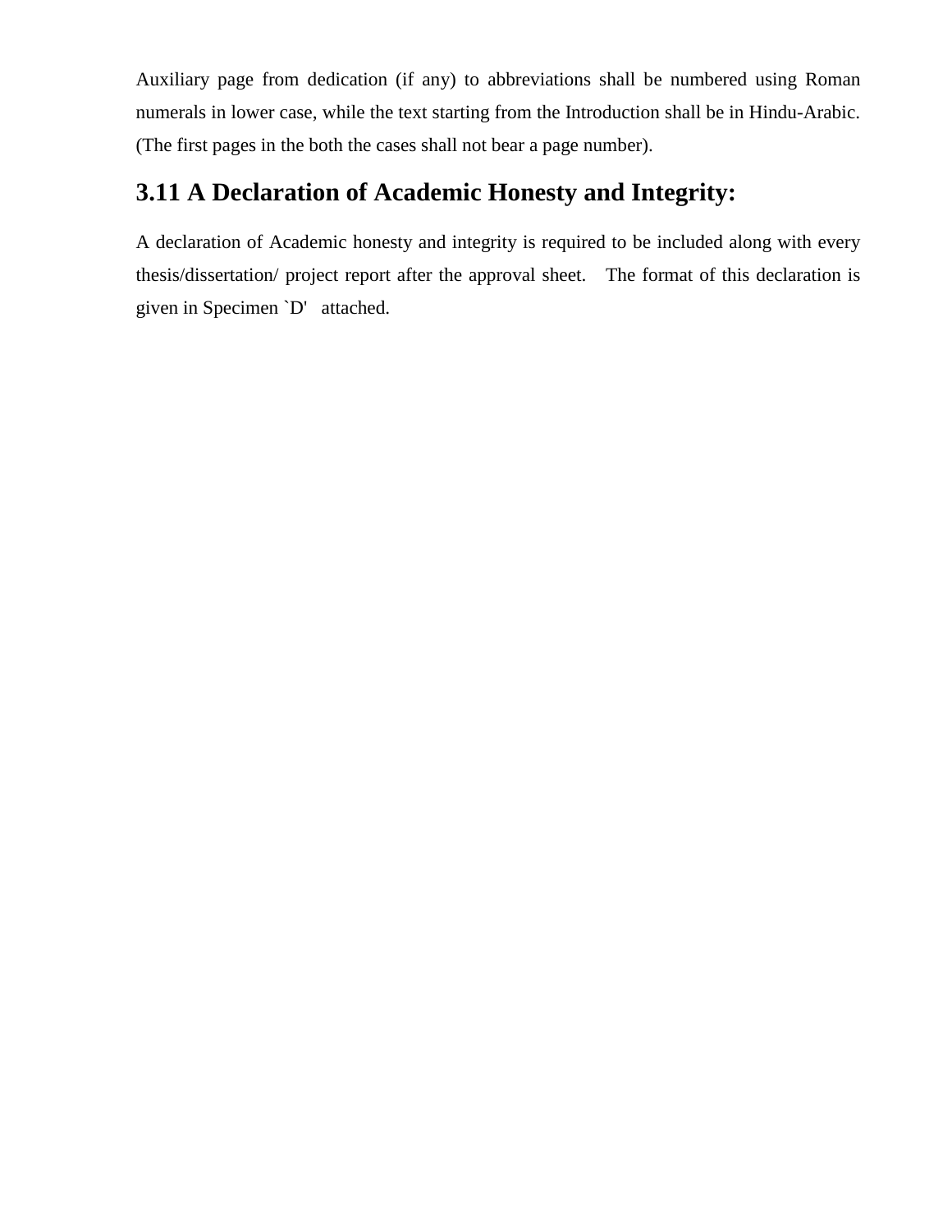Auxiliary page from dedication (if any) to abbreviations shall be numbered using Roman numerals in lower case, while the text starting from the Introduction shall be in Hindu-Arabic. (The first pages in the both the cases shall not bear a page number).

## 3.11 A Declaration of Academic Honesty and Integrity:

A declaration of Academic honesty and integrity is required to be included along with every thesis/dissertation/ project report after the approval sheet. The format of this declaration is given in Specimen `D' attached.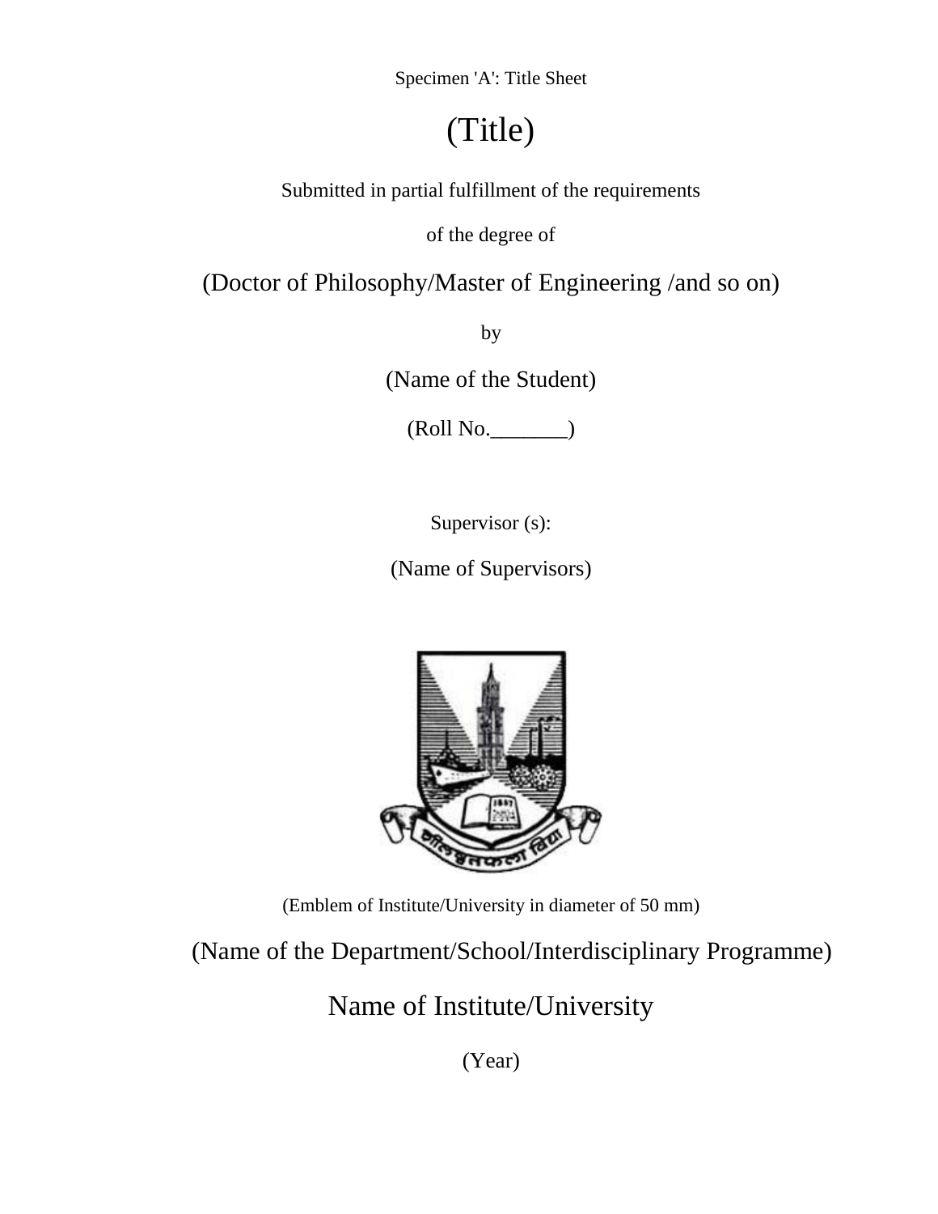Specimen 'A': Title Sheet

# (Title)

Submitted in partial fulfillment of the requirements

of the degree of

## (Doctor of Philosophy/Master of Engineering /and so on)

by

(Name of the Student)

(Roll No._______)

Supervisor (s):

(Name of Supervisors)

(Emblem of Institute/University in diameter of 50 mm)

## (Name of the Department/School/Interdisciplinary Programme)

## Name of Institute/University

(Year)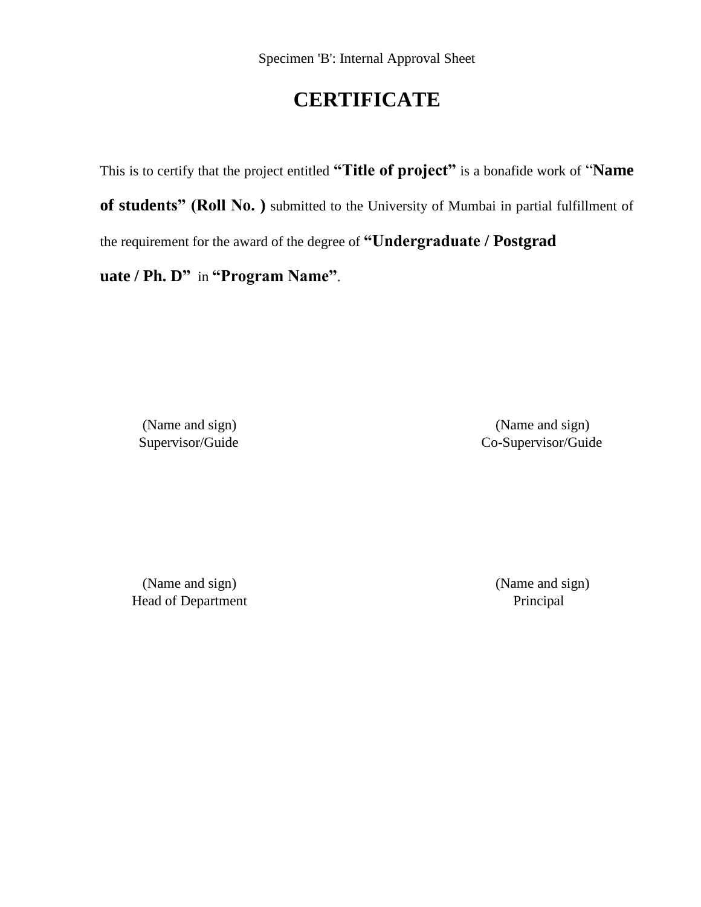Specimen 'B': Internal Approval Sheet

# CERTIFICATE

This is to certify that the project entitled **"Title of project"** is a bonafide work of "**Name of students" (Roll No. )** submitted to the University of Mumbai in partial fulfillment of the requirement for the award of the degree of **"Undergraduate / Postgraduate / Ph. D"** in **"Program Name"**.

| | |
|---|---|
| (Name and sign)<br>Supervisor/Guide | (Name and sign)<br>Co-Supervisor/Guide |
| (Name and sign)<br>Head of Department | (Name and sign)<br>Principal |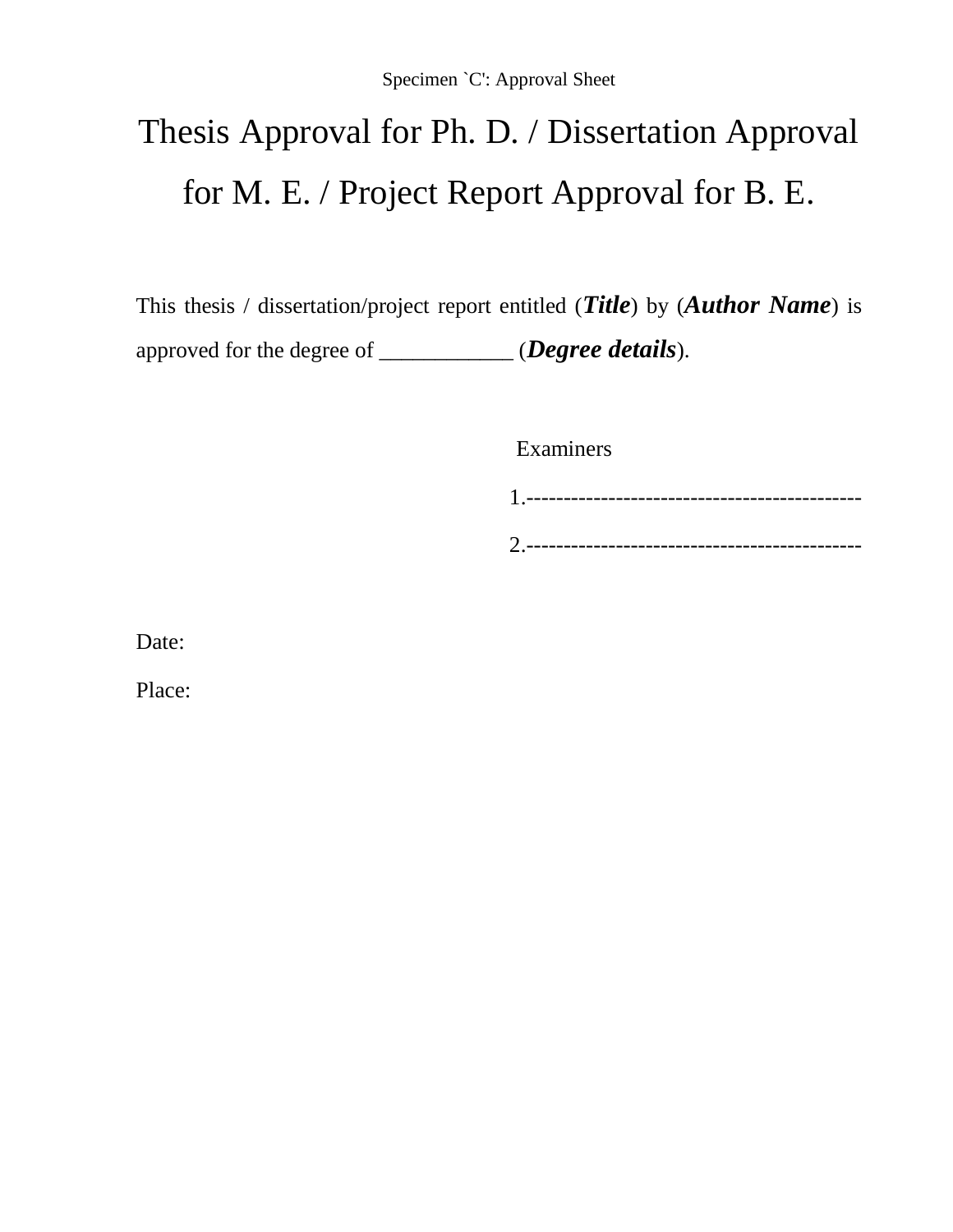Specimen `C': Approval Sheet

# Thesis Approval for Ph. D. / Dissertation Approval for M. E. / Project Report Approval for B. E.

This thesis / dissertation/project report entitled (***Title***) by (***Author Name***) is approved for the degree of ____________ (***Degree details***).

Examiners

1.---------------------------------------------

2.---------------------------------------------

Date:

Place: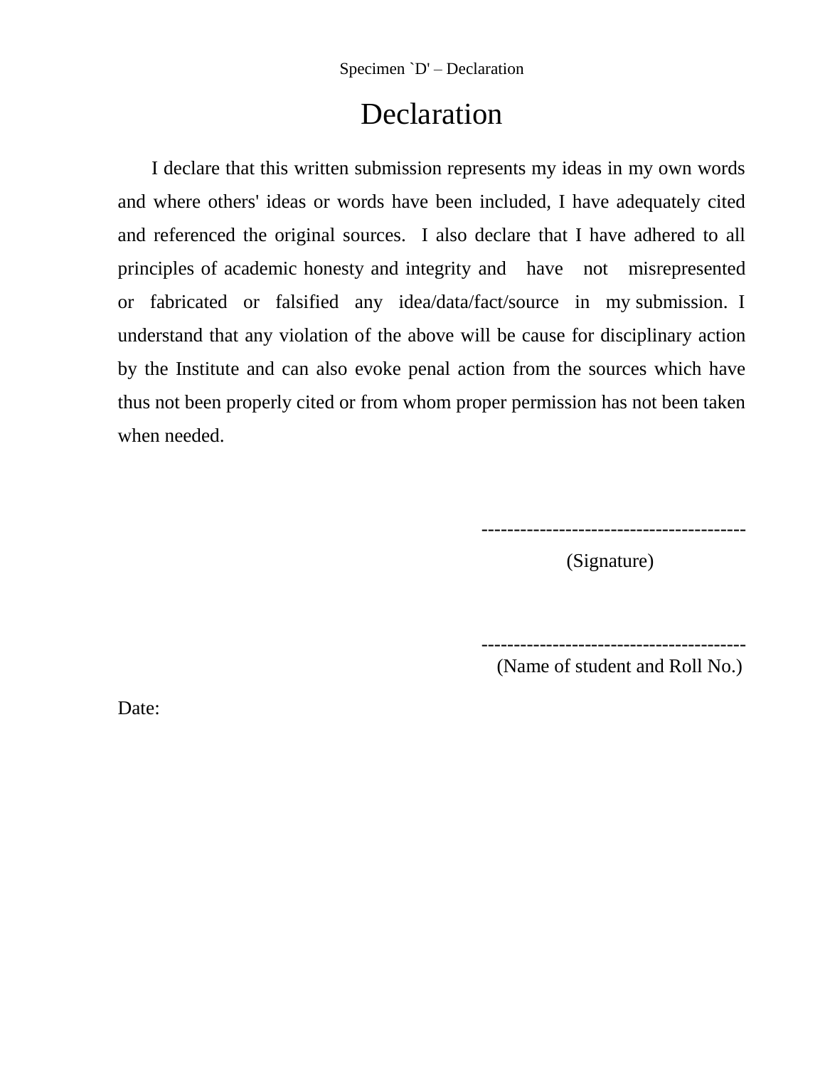Specimen `D' – Declaration

# Declaration

I declare that this written submission represents my ideas in my own words and where others' ideas or words have been included, I have adequately cited and referenced the original sources. I also declare that I have adhered to all principles of academic honesty and integrity and have not misrepresented or fabricated or falsified any idea/data/fact/source in my submission. I understand that any violation of the above will be cause for disciplinary action by the Institute and can also evoke penal action from the sources which have thus not been properly cited or from whom proper permission has not been taken when needed.

-----------------------------------------

(Signature)

-----------------------------------------

(Name of student and Roll No.)

Date: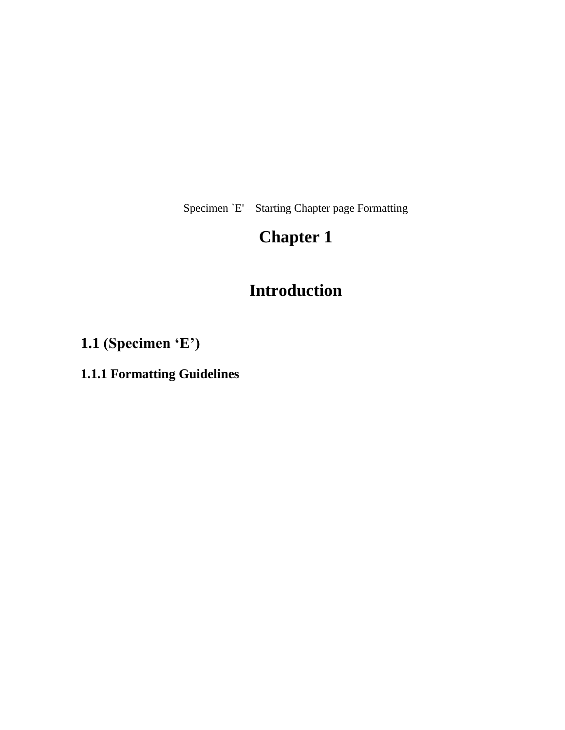Specimen `E' – Starting Chapter page Formatting

# Chapter 1

# Introduction

## 1.1 (Specimen ‘E’)

### 1.1.1 Formatting Guidelines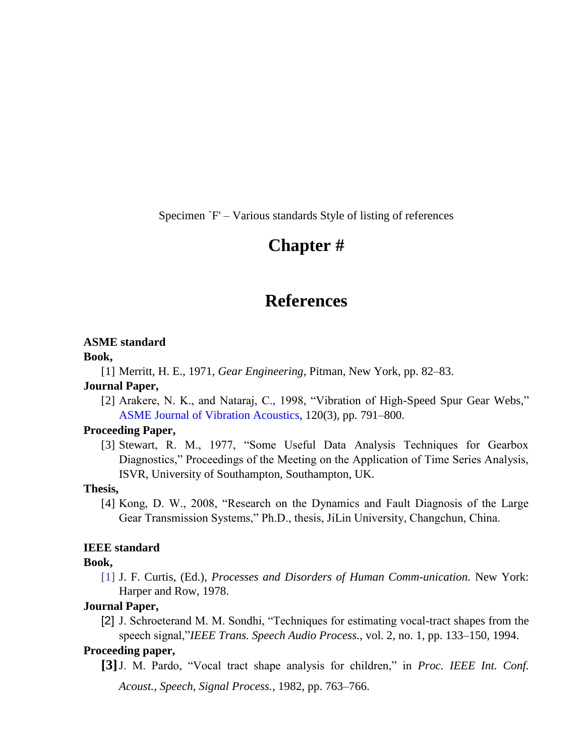Specimen `F' – Various standards Style of listing of references

# Chapter #

# References

**ASME standard**

**Book,**

[1] Merritt, H. E., 1971, *Gear Engineering*, Pitman, New York, pp. 82–83.

**Journal Paper,**

[2] Arakere, N. K., and Nataraj, C., 1998, "Vibration of High-Speed Spur Gear Webs," ASME Journal of Vibration Acoustics, 120(3), pp. 791–800.

**Proceeding Paper,**

[3] Stewart, R. M., 1977, "Some Useful Data Analysis Techniques for Gearbox Diagnostics," Proceedings of the Meeting on the Application of Time Series Analysis, ISVR, University of Southampton, Southampton, UK.

**Thesis,**

[4] Kong, D. W., 2008, "Research on the Dynamics and Fault Diagnosis of the Large Gear Transmission Systems," Ph.D., thesis, JiLin University, Changchun, China.

**IEEE standard**

**Book,**

[1] J. F. Curtis, (Ed.), *Processes and Disorders of Human Comm-unication.* New York: Harper and Row, 1978.

**Journal Paper,**

[2] J. Schroeterand M. M. Sondhi, "Techniques for estimating vocal-tract shapes from the speech signal,"*IEEE Trans. Speech Audio Process.*, vol. 2, no. 1, pp. 133–150, 1994.

**Proceeding paper,**

**[3]** J. M. Pardo, "Vocal tract shape analysis for children," in *Proc. IEEE Int. Conf. Acoust., Speech, Signal Process.*, 1982, pp. 763–766.